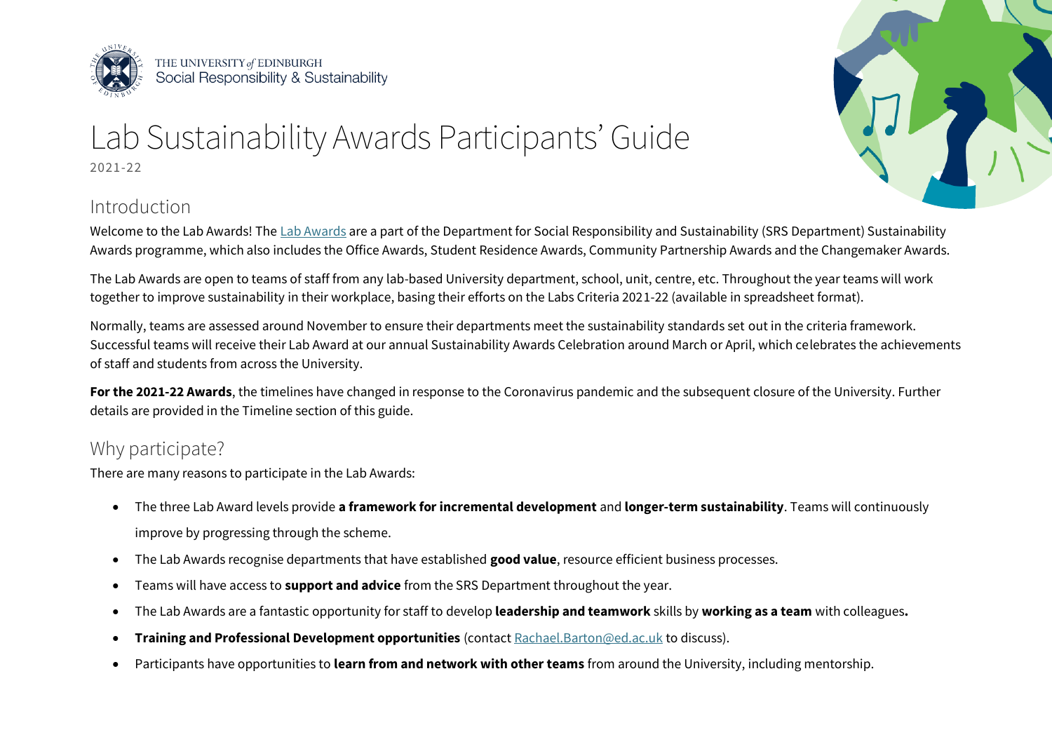THE UNIVERSITY of EDINBURGH
Social Responsibility & Sustainability

# Lab Sustainability Awards Participants' Guide

2021-22

## Introduction

Welcome to the Lab Awards! The Lab Awards are a part of the Department for Social Responsibility and Sustainability (SRS Department) Sustainability Awards programme, which also includes the Office Awards, Student Residence Awards, Community Partnership Awards and the Changemaker Awards.

The Lab Awards are open to teams of staff from any lab-based University department, school, unit, centre, etc. Throughout the year teams will work together to improve sustainability in their workplace, basing their efforts on the Labs Criteria 2021-22 (available in spreadsheet format).

Normally, teams are assessed around November to ensure their departments meet the sustainability standards set out in the criteria framework. Successful teams will receive their Lab Award at our annual Sustainability Awards Celebration around March or April, which celebrates the achievements of staff and students from across the University.

**For the 2021-22 Awards**, the timelines have changed in response to the Coronavirus pandemic and the subsequent closure of the University. Further details are provided in the Timeline section of this guide.

## Why participate?

There are many reasons to participate in the Lab Awards:

- The three Lab Award levels provide **a framework for incremental development** and **longer-term sustainability**. Teams will continuously improve by progressing through the scheme.
- The Lab Awards recognise departments that have established **good value**, resource efficient business processes.
- Teams will have access to **support and advice** from the SRS Department throughout the year.
- The Lab Awards are a fantastic opportunity for staff to develop **leadership and teamwork** skills by **working as a team** with colleagues**.**
- **Training and Professional Development opportunities** (contact Rachael.Barton@ed.ac.uk to discuss).
- Participants have opportunities to **learn from and network with other teams** from around the University, including mentorship.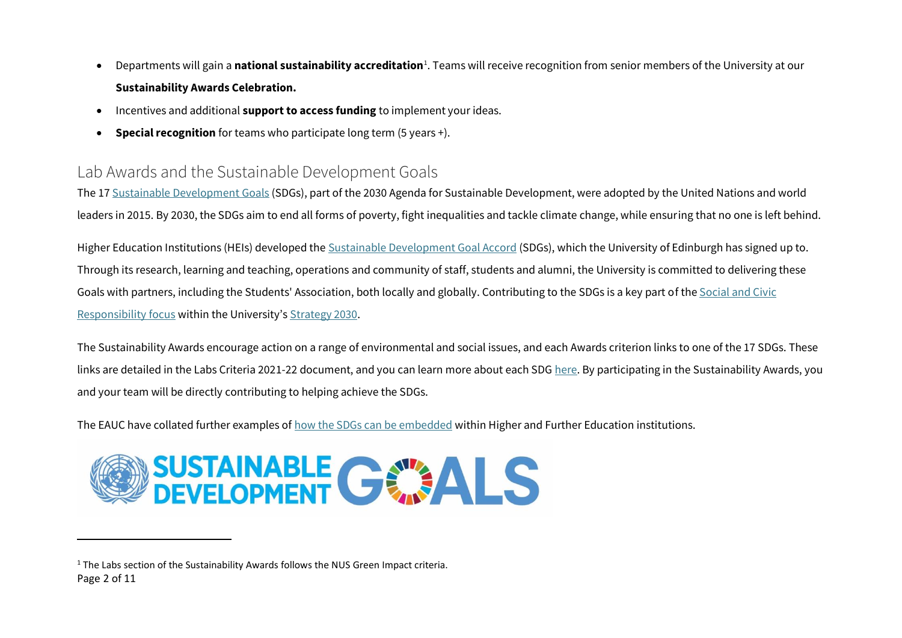- Departments will gain a **national sustainability accreditation**[1]. Teams will receive recognition from senior members of the University at our **Sustainability Awards Celebration.**
- Incentives and additional **support to access funding** to implement your ideas.
- **Special recognition** for teams who participate long term (5 years +).

## Lab Awards and the Sustainable Development Goals

The 17 Sustainable Development Goals (SDGs), part of the 2030 Agenda for Sustainable Development, were adopted by the United Nations and world leaders in 2015. By 2030, the SDGs aim to end all forms of poverty, fight inequalities and tackle climate change, while ensuring that no one is left behind.

Higher Education Institutions (HEIs) developed the Sustainable Development Goal Accord (SDGs), which the University of Edinburgh has signed up to. Through its research, learning and teaching, operations and community of staff, students and alumni, the University is committed to delivering these Goals with partners, including the Students' Association, both locally and globally. Contributing to the SDGs is a key part of the Social and Civic Responsibility focus within the University's Strategy 2030.

The Sustainability Awards encourage action on a range of environmental and social issues, and each Awards criterion links to one of the 17 SDGs. These links are detailed in the Labs Criteria 2021-22 document, and you can learn more about each SDG here. By participating in the Sustainability Awards, you and your team will be directly contributing to helping achieve the SDGs.

The EAUC have collated further examples of how the SDGs can be embedded within Higher and Further Education institutions.

SUSTAINABLE DEVELOPMENT GOALS

---

[1] The Labs section of the Sustainability Awards follows the NUS Green Impact criteria.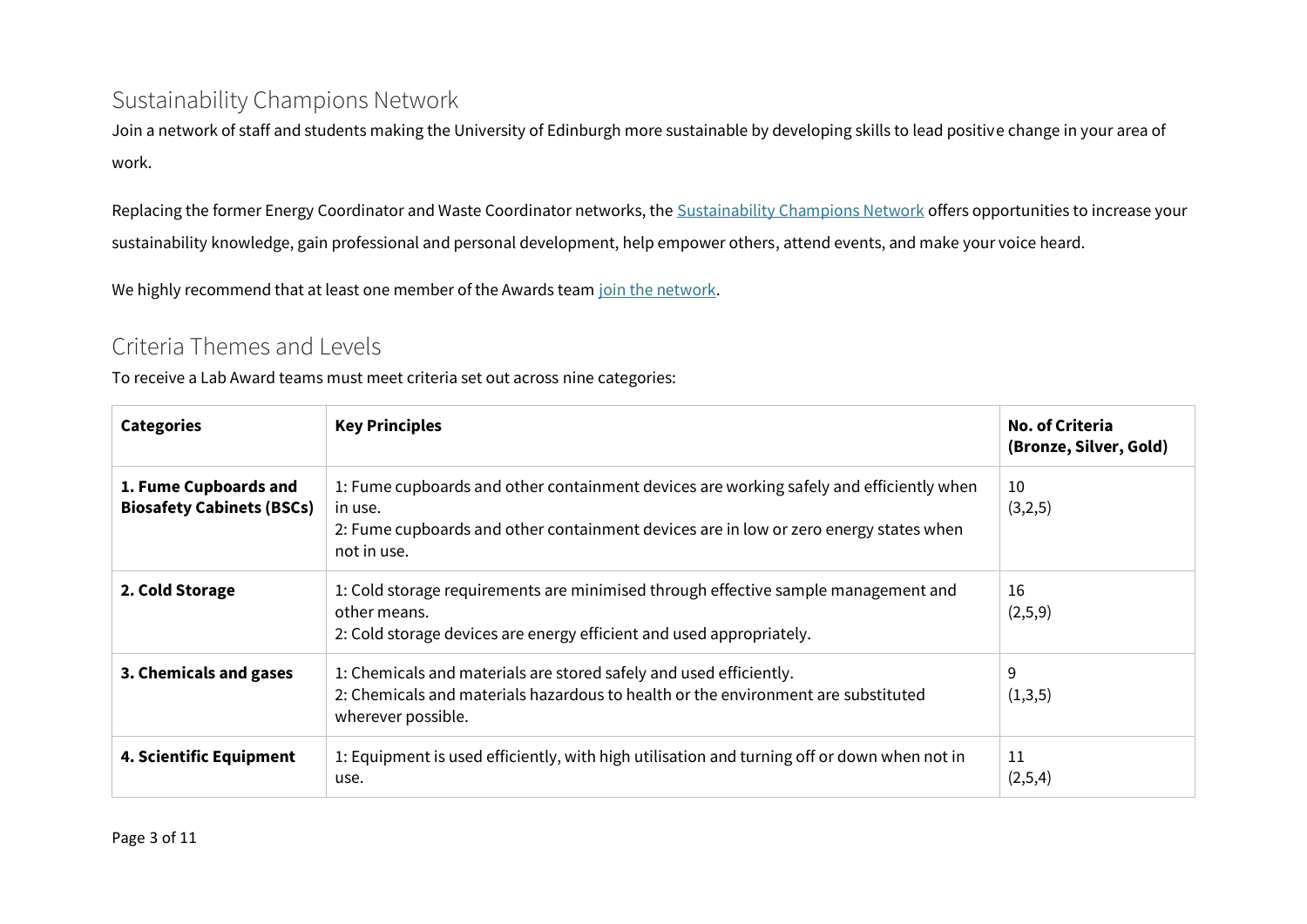## Sustainability Champions Network

Join a network of staff and students making the University of Edinburgh more sustainable by developing skills to lead positive change in your area of work.

Replacing the former Energy Coordinator and Waste Coordinator networks, the [Sustainability Champions Network]() offers opportunities to increase your sustainability knowledge, gain professional and personal development, help empower others, attend events, and make your voice heard.

We highly recommend that at least one member of the Awards team [join the network]().

## Criteria Themes and Levels

To receive a Lab Award teams must meet criteria set out across nine categories:

| Categories | Key Principles | No. of Criteria (Bronze, Silver, Gold) |
|---|---|---|
| **1. Fume Cupboards and Biosafety Cabinets (BSCs)** | 1: Fume cupboards and other containment devices are working safely and efficiently when in use.<br>2: Fume cupboards and other containment devices are in low or zero energy states when not in use. | 10<br>(3,2,5) |
| **2. Cold Storage** | 1: Cold storage requirements are minimised through effective sample management and other means.<br>2: Cold storage devices are energy efficient and used appropriately. | 16<br>(2,5,9) |
| **3. Chemicals and gases** | 1: Chemicals and materials are stored safely and used efficiently.<br>2: Chemicals and materials hazardous to health or the environment are substituted wherever possible. | 9<br>(1,3,5) |
| **4. Scientific Equipment** | 1: Equipment is used efficiently, with high utilisation and turning off or down when not in use. | 11<br>(2,5,4) |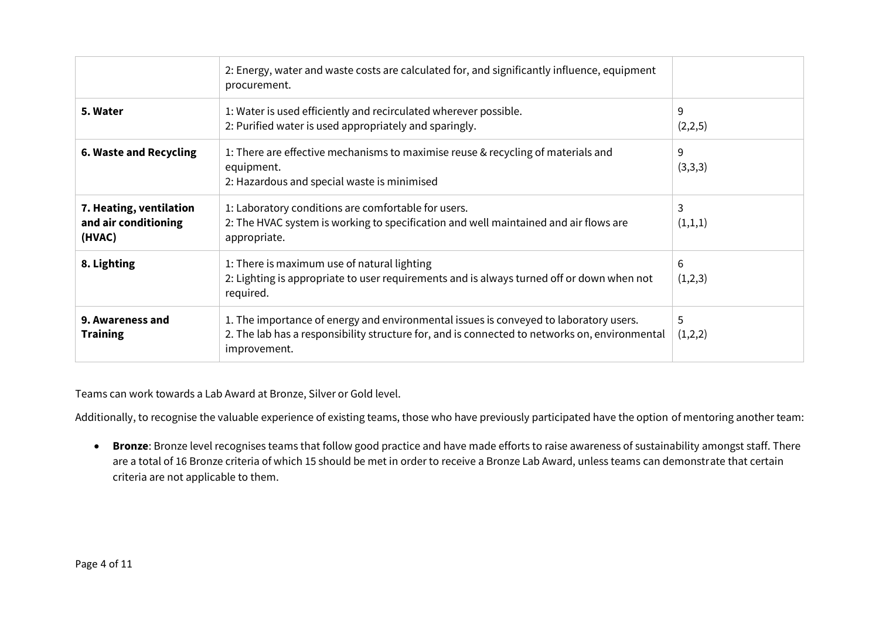| | | |
|---|---|---|
| | 2: Energy, water and waste costs are calculated for, and significantly influence, equipment procurement. | |
| **5. Water** | 1: Water is used efficiently and recirculated wherever possible.<br>2: Purified water is used appropriately and sparingly. | 9<br>(2,2,5) |
| **6. Waste and Recycling** | 1: There are effective mechanisms to maximise reuse & recycling of materials and equipment.<br>2: Hazardous and special waste is minimised | 9<br>(3,3,3) |
| **7. Heating, ventilation and air conditioning (HVAC)** | 1: Laboratory conditions are comfortable for users.<br>2: The HVAC system is working to specification and well maintained and air flows are appropriate. | 3<br>(1,1,1) |
| **8. Lighting** | 1: There is maximum use of natural lighting<br>2: Lighting is appropriate to user requirements and is always turned off or down when not required. | 6<br>(1,2,3) |
| **9. Awareness and Training** | 1. The importance of energy and environmental issues is conveyed to laboratory users.<br>2. The lab has a responsibility structure for, and is connected to networks on, environmental improvement. | 5<br>(1,2,2) |

Teams can work towards a Lab Award at Bronze, Silver or Gold level.

Additionally, to recognise the valuable experience of existing teams, those who have previously participated have the option of mentoring another team:

- **Bronze**: Bronze level recognises teams that follow good practice and have made efforts to raise awareness of sustainability amongst staff. There are a total of 16 Bronze criteria of which 15 should be met in order to receive a Bronze Lab Award, unless teams can demonstrate that certain criteria are not applicable to them.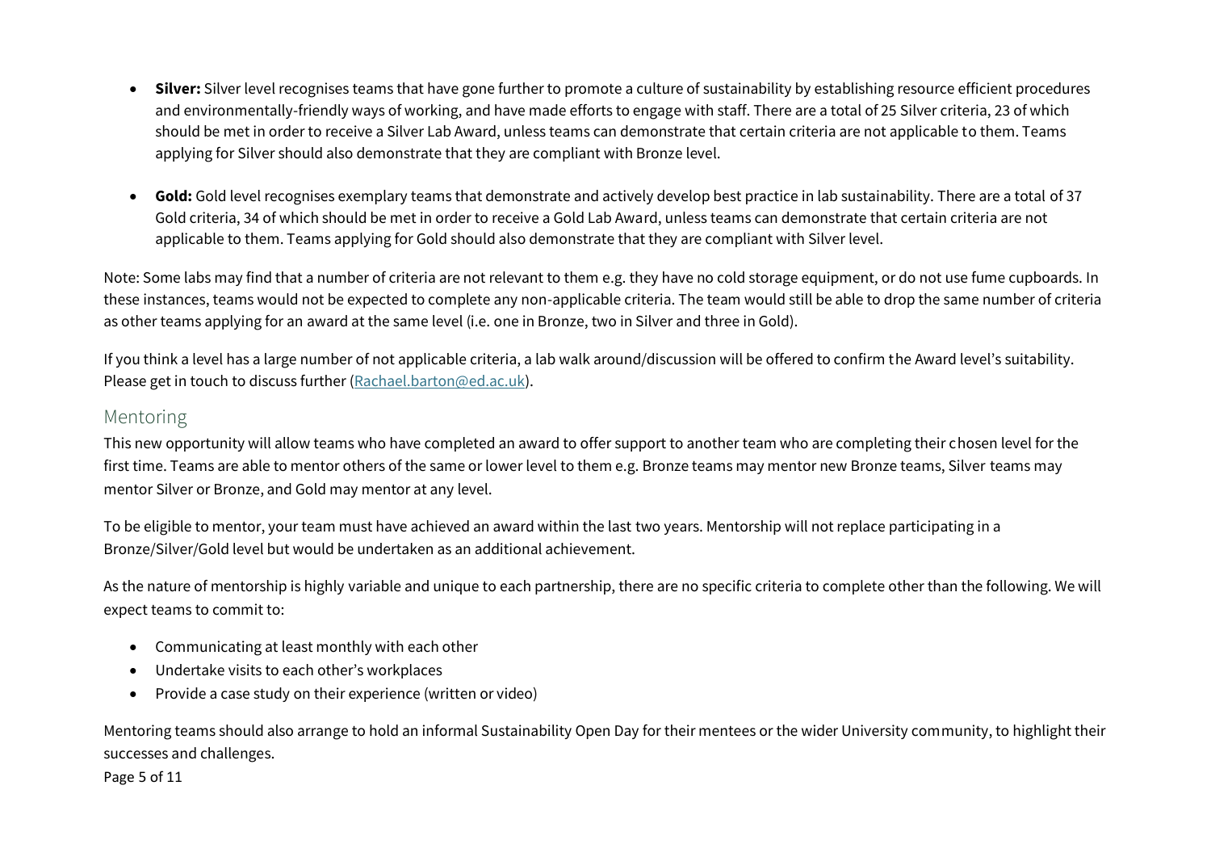- **Silver:** Silver level recognises teams that have gone further to promote a culture of sustainability by establishing resource efficient procedures and environmentally-friendly ways of working, and have made efforts to engage with staff. There are a total of 25 Silver criteria, 23 of which should be met in order to receive a Silver Lab Award, unless teams can demonstrate that certain criteria are not applicable to them. Teams applying for Silver should also demonstrate that they are compliant with Bronze level.

- **Gold:** Gold level recognises exemplary teams that demonstrate and actively develop best practice in lab sustainability. There are a total of 37 Gold criteria, 34 of which should be met in order to receive a Gold Lab Award, unless teams can demonstrate that certain criteria are not applicable to them. Teams applying for Gold should also demonstrate that they are compliant with Silver level.

Note: Some labs may find that a number of criteria are not relevant to them e.g. they have no cold storage equipment, or do not use fume cupboards. In these instances, teams would not be expected to complete any non-applicable criteria. The team would still be able to drop the same number of criteria as other teams applying for an award at the same level (i.e. one in Bronze, two in Silver and three in Gold).

If you think a level has a large number of not applicable criteria, a lab walk around/discussion will be offered to confirm the Award level's suitability. Please get in touch to discuss further (Rachael.barton@ed.ac.uk).

## Mentoring

This new opportunity will allow teams who have completed an award to offer support to another team who are completing their chosen level for the first time. Teams are able to mentor others of the same or lower level to them e.g. Bronze teams may mentor new Bronze teams, Silver teams may mentor Silver or Bronze, and Gold may mentor at any level.

To be eligible to mentor, your team must have achieved an award within the last two years. Mentorship will not replace participating in a Bronze/Silver/Gold level but would be undertaken as an additional achievement.

As the nature of mentorship is highly variable and unique to each partnership, there are no specific criteria to complete other than the following. We will expect teams to commit to:

- Communicating at least monthly with each other
- Undertake visits to each other's workplaces
- Provide a case study on their experience (written or video)

Mentoring teams should also arrange to hold an informal Sustainability Open Day for their mentees or the wider University community, to highlight their successes and challenges.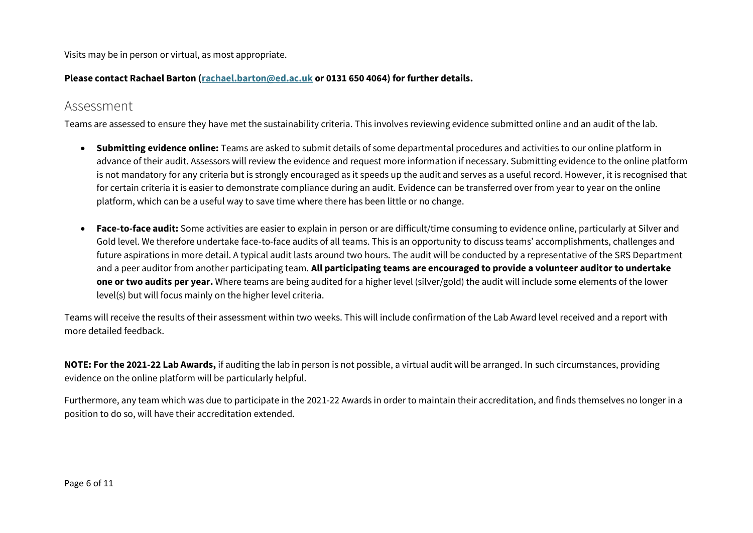Visits may be in person or virtual, as most appropriate.

**Please contact Rachael Barton (rachael.barton@ed.ac.uk or 0131 650 4064) for further details.**

## Assessment

Teams are assessed to ensure they have met the sustainability criteria. This involves reviewing evidence submitted online and an audit of the lab.

- **Submitting evidence online:** Teams are asked to submit details of some departmental procedures and activities to our online platform in advance of their audit. Assessors will review the evidence and request more information if necessary. Submitting evidence to the online platform is not mandatory for any criteria but is strongly encouraged as it speeds up the audit and serves as a useful record. However, it is recognised that for certain criteria it is easier to demonstrate compliance during an audit. Evidence can be transferred over from year to year on the online platform, which can be a useful way to save time where there has been little or no change.

- **Face-to-face audit:** Some activities are easier to explain in person or are difficult/time consuming to evidence online, particularly at Silver and Gold level. We therefore undertake face-to-face audits of all teams. This is an opportunity to discuss teams' accomplishments, challenges and future aspirations in more detail. A typical audit lasts around two hours. The audit will be conducted by a representative of the SRS Department and a peer auditor from another participating team. **All participating teams are encouraged to provide a volunteer auditor to undertake one or two audits per year.** Where teams are being audited for a higher level (silver/gold) the audit will include some elements of the lower level(s) but will focus mainly on the higher level criteria.

Teams will receive the results of their assessment within two weeks. This will include confirmation of the Lab Award level received and a report with more detailed feedback.

**NOTE: For the 2021-22 Lab Awards,** if auditing the lab in person is not possible, a virtual audit will be arranged. In such circumstances, providing evidence on the online platform will be particularly helpful.

Furthermore, any team which was due to participate in the 2021-22 Awards in order to maintain their accreditation, and finds themselves no longer in a position to do so, will have their accreditation extended.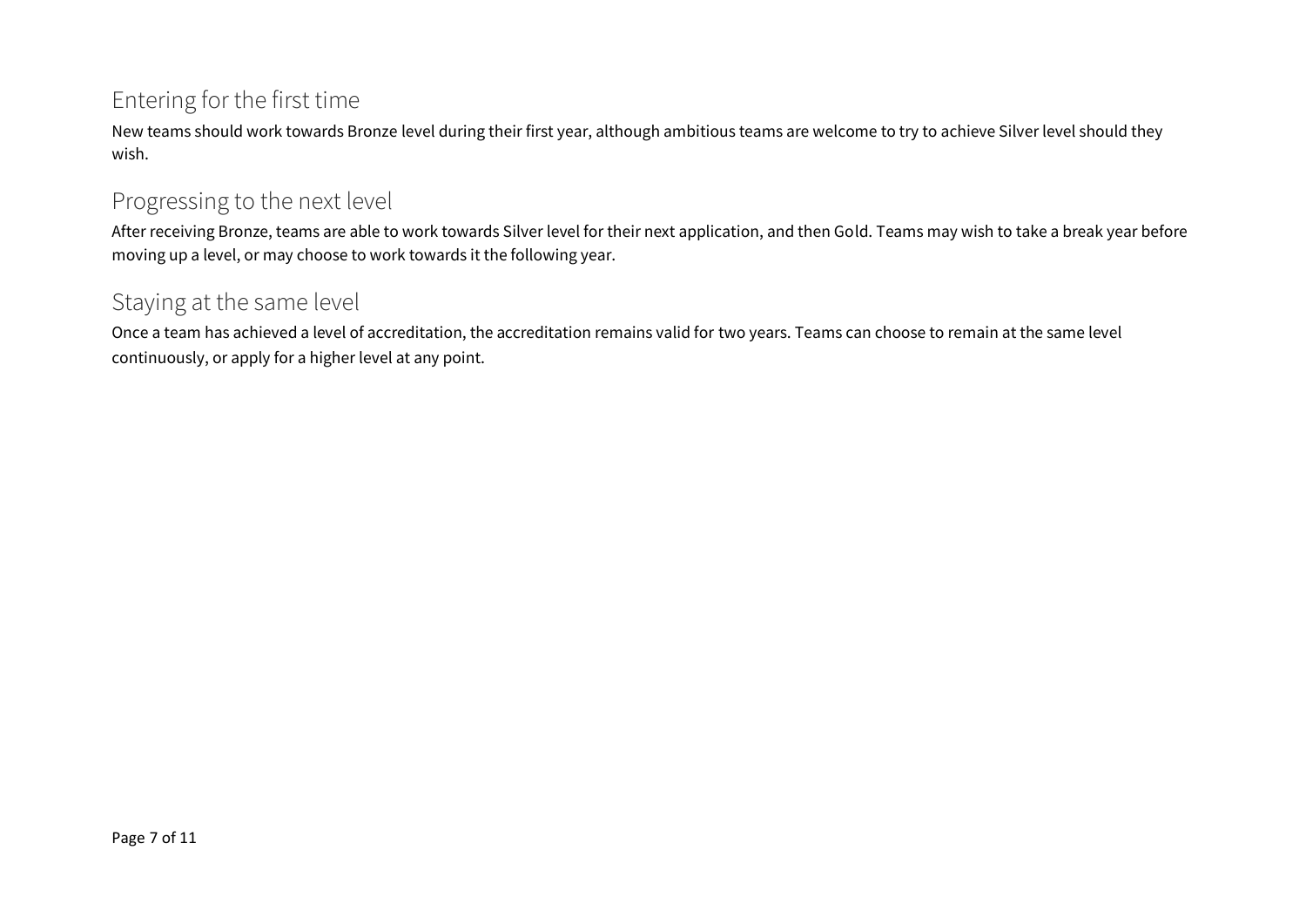## Entering for the first time

New teams should work towards Bronze level during their first year, although ambitious teams are welcome to try to achieve Silver level should they wish.

## Progressing to the next level

After receiving Bronze, teams are able to work towards Silver level for their next application, and then Gold. Teams may wish to take a break year before moving up a level, or may choose to work towards it the following year.

## Staying at the same level

Once a team has achieved a level of accreditation, the accreditation remains valid for two years. Teams can choose to remain at the same level continuously, or apply for a higher level at any point.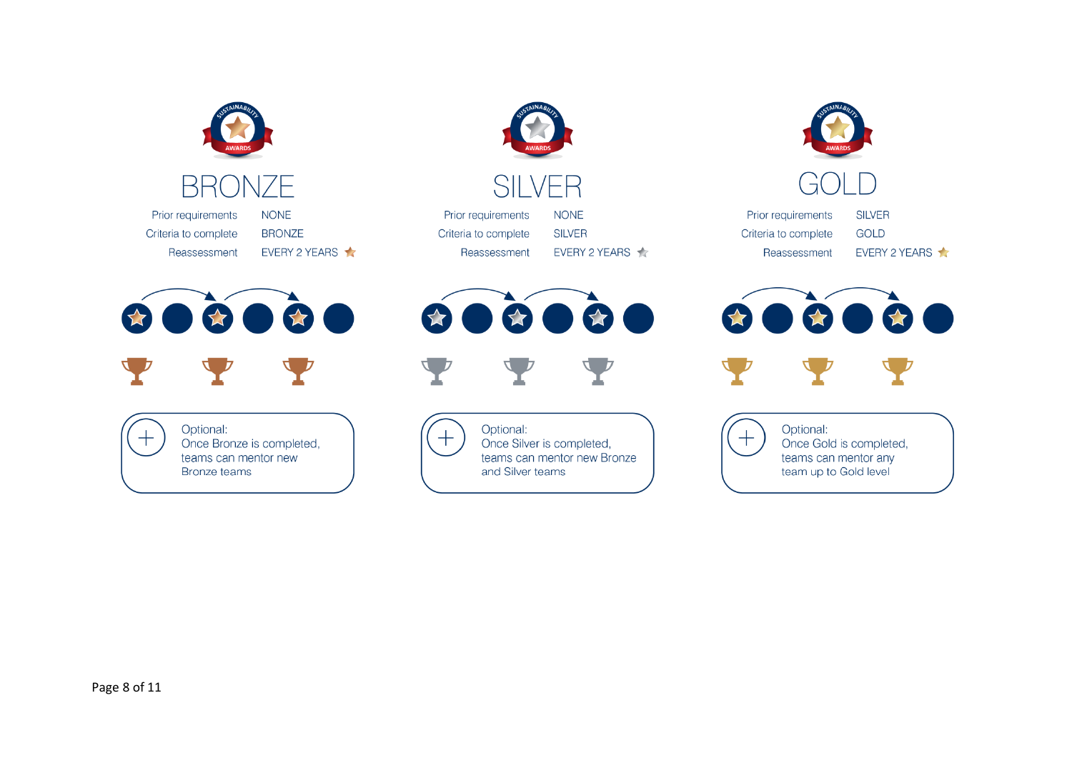## BRONZE

| | |
|---|---|
| Prior requirements | NONE |
| Criteria to complete | BRONZE |
| Reassessment | EVERY 2 YEARS |

Optional:
Once Bronze is completed, teams can mentor new Bronze teams

## SILVER

| | |
|---|---|
| Prior requirements | NONE |
| Criteria to complete | SILVER |
| Reassessment | EVERY 2 YEARS |

Optional:
Once Silver is completed, teams can mentor new Bronze and Silver teams

## GOLD

| | |
|---|---|
| Prior requirements | SILVER |
| Criteria to complete | GOLD |
| Reassessment | EVERY 2 YEARS |

Optional:
Once Gold is completed, teams can mentor any team up to Gold level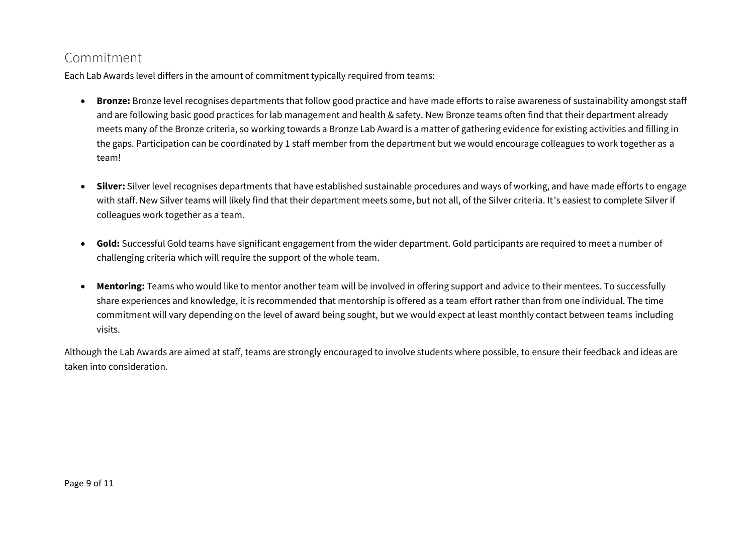## Commitment

Each Lab Awards level differs in the amount of commitment typically required from teams:

- **Bronze:** Bronze level recognises departments that follow good practice and have made efforts to raise awareness of sustainability amongst staff and are following basic good practices for lab management and health & safety. New Bronze teams often find that their department already meets many of the Bronze criteria, so working towards a Bronze Lab Award is a matter of gathering evidence for existing activities and filling in the gaps. Participation can be coordinated by 1 staff member from the department but we would encourage colleagues to work together as a team!

- **Silver:** Silver level recognises departments that have established sustainable procedures and ways of working, and have made efforts to engage with staff. New Silver teams will likely find that their department meets some, but not all, of the Silver criteria. It's easiest to complete Silver if colleagues work together as a team.

- **Gold:** Successful Gold teams have significant engagement from the wider department. Gold participants are required to meet a number of challenging criteria which will require the support of the whole team.

- **Mentoring:** Teams who would like to mentor another team will be involved in offering support and advice to their mentees. To successfully share experiences and knowledge, it is recommended that mentorship is offered as a team effort rather than from one individual. The time commitment will vary depending on the level of award being sought, but we would expect at least monthly contact between teams including visits.

Although the Lab Awards are aimed at staff, teams are strongly encouraged to involve students where possible, to ensure their feedback and ideas are taken into consideration.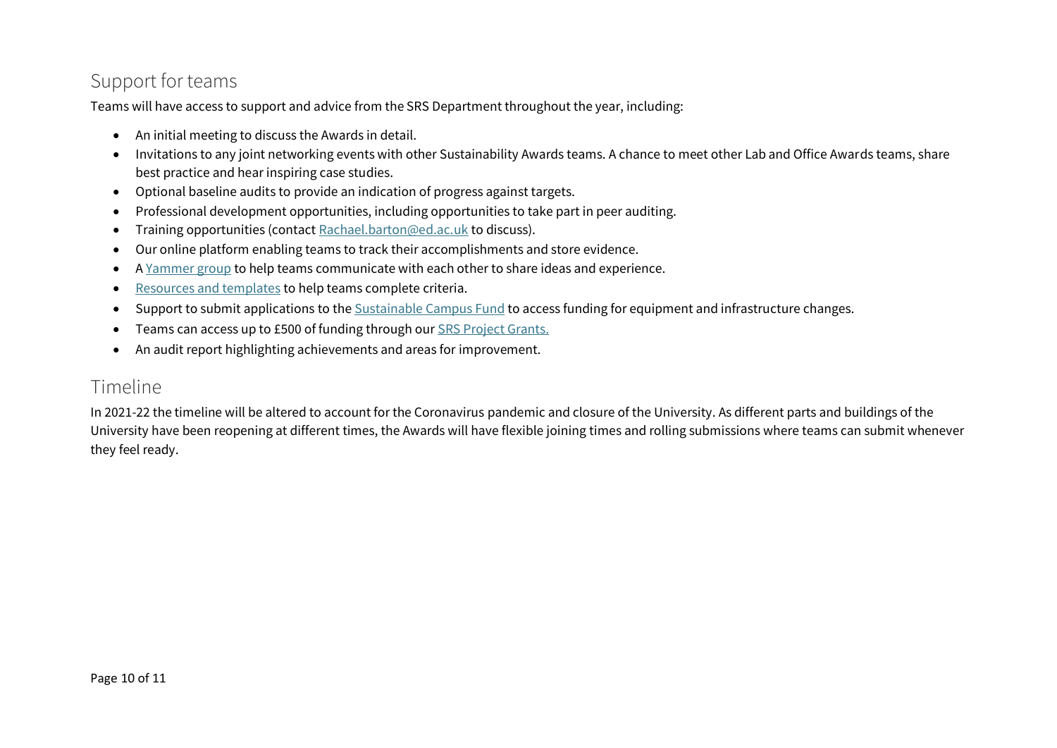## Support for teams

Teams will have access to support and advice from the SRS Department throughout the year, including:

- An initial meeting to discuss the Awards in detail.
- Invitations to any joint networking events with other Sustainability Awards teams. A chance to meet other Lab and Office Awards teams, share best practice and hear inspiring case studies.
- Optional baseline audits to provide an indication of progress against targets.
- Professional development opportunities, including opportunities to take part in peer auditing.
- Training opportunities (contact Rachael.barton@ed.ac.uk to discuss).
- Our online platform enabling teams to track their accomplishments and store evidence.
- A Yammer group to help teams communicate with each other to share ideas and experience.
- Resources and templates to help teams complete criteria.
- Support to submit applications to the Sustainable Campus Fund to access funding for equipment and infrastructure changes.
- Teams can access up to £500 of funding through our SRS Project Grants.
- An audit report highlighting achievements and areas for improvement.

## Timeline

In 2021-22 the timeline will be altered to account for the Coronavirus pandemic and closure of the University. As different parts and buildings of the University have been reopening at different times, the Awards will have flexible joining times and rolling submissions where teams can submit whenever they feel ready.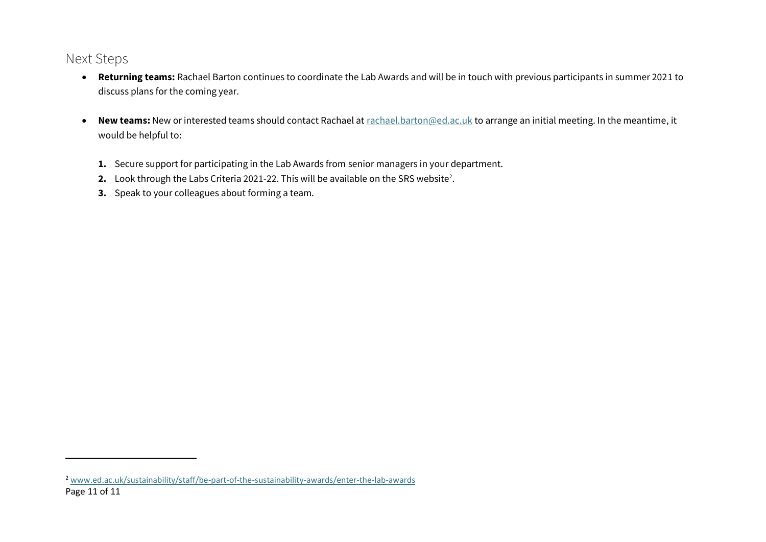## Next Steps

- **Returning teams:** Rachael Barton continues to coordinate the Lab Awards and will be in touch with previous participants in summer 2021 to discuss plans for the coming year.

- **New teams:** New or interested teams should contact Rachael at rachael.barton@ed.ac.uk to arrange an initial meeting. In the meantime, it would be helpful to:

  1. Secure support for participating in the Lab Awards from senior managers in your department.
  2. Look through the Labs Criteria 2021-22. This will be available on the SRS website[2].
  3. Speak to your colleagues about forming a team.

[2] www.ed.ac.uk/sustainability/staff/be-part-of-the-sustainability-awards/enter-the-lab-awards